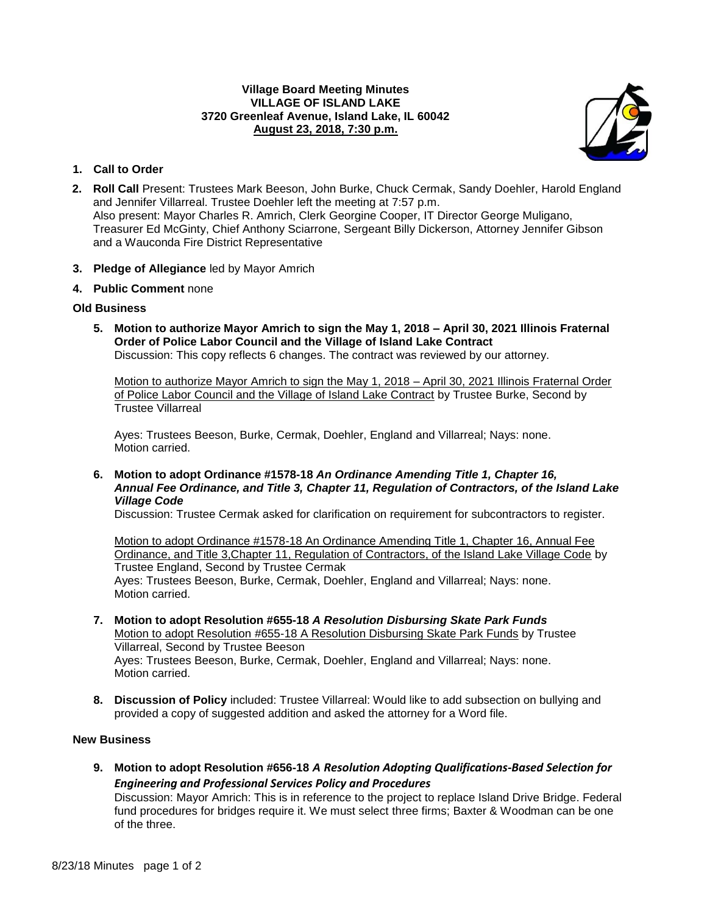**Village Board Meeting Minutes**
**VILLAGE OF ISLAND LAKE**
**3720 Greenleaf Avenue, Island Lake, IL 60042**
**August 23, 2018, 7:30 p.m.**

1. **Call to Order**

2. **Roll Call** Present: Trustees Mark Beeson, John Burke, Chuck Cermak, Sandy Doehler, Harold England and Jennifer Villarreal. Trustee Doehler left the meeting at 7:57 p.m.
Also present: Mayor Charles R. Amrich, Clerk Georgine Cooper, IT Director George Muligano, Treasurer Ed McGinty, Chief Anthony Sciarrone, Sergeant Billy Dickerson, Attorney Jennifer Gibson and a Wauconda Fire District Representative

3. **Pledge of Allegiance** led by Mayor Amrich

4. **Public Comment** none

**Old Business**

5. **Motion to authorize Mayor Amrich to sign the May 1, 2018 – April 30, 2021 Illinois Fraternal Order of Police Labor Council and the Village of Island Lake Contract**
Discussion: This copy reflects 6 changes. The contract was reviewed by our attorney.

   Motion to authorize Mayor Amrich to sign the May 1, 2018 – April 30, 2021 Illinois Fraternal Order of Police Labor Council and the Village of Island Lake Contract by Trustee Burke, Second by Trustee Villarreal

   Ayes: Trustees Beeson, Burke, Cermak, Doehler, England and Villarreal; Nays: none.
   Motion carried.

6. **Motion to adopt Ordinance #1578-18** ***An Ordinance Amending Title 1, Chapter 16, Annual Fee Ordinance, and Title 3, Chapter 11, Regulation of Contractors, of the Island Lake Village Code***
Discussion: Trustee Cermak asked for clarification on requirement for subcontractors to register.

   Motion to adopt Ordinance #1578-18 An Ordinance Amending Title 1, Chapter 16, Annual Fee Ordinance, and Title 3,Chapter 11, Regulation of Contractors, of the Island Lake Village Code by Trustee England, Second by Trustee Cermak
   Ayes: Trustees Beeson, Burke, Cermak, Doehler, England and Villarreal; Nays: none.
   Motion carried.

7. **Motion to adopt Resolution #655-18** ***A Resolution Disbursing Skate Park Funds***
Motion to adopt Resolution #655-18 A Resolution Disbursing Skate Park Funds by Trustee Villarreal, Second by Trustee Beeson
Ayes: Trustees Beeson, Burke, Cermak, Doehler, England and Villarreal; Nays: none.
Motion carried.

8. **Discussion of Policy** included: Trustee Villarreal: Would like to add subsection on bullying and provided a copy of suggested addition and asked the attorney for a Word file.

**New Business**

9. **Motion to adopt Resolution #656-18** ***A Resolution Adopting Qualifications-Based Selection for Engineering and Professional Services Policy and Procedures***
Discussion: Mayor Amrich: This is in reference to the project to replace Island Drive Bridge. Federal fund procedures for bridges require it. We must select three firms; Baxter & Woodman can be one of the three.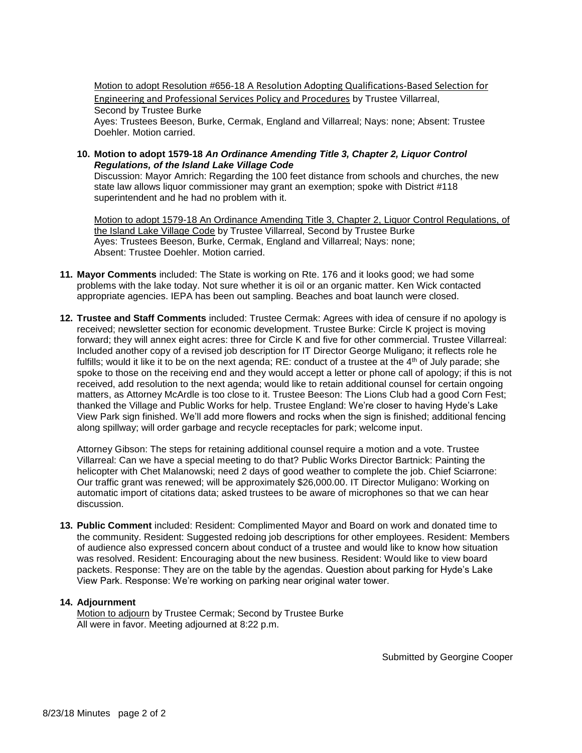Motion to adopt Resolution #656-18 A Resolution Adopting Qualifications-Based Selection for Engineering and Professional Services Policy and Procedures by Trustee Villarreal, Second by Trustee Burke
Ayes: Trustees Beeson, Burke, Cermak, England and Villarreal; Nays: none; Absent: Trustee Doehler. Motion carried.

**10. Motion to adopt 1579-18 *An Ordinance Amending Title 3, Chapter 2, Liquor Control Regulations, of the Island Lake Village Code***
Discussion: Mayor Amrich: Regarding the 100 feet distance from schools and churches, the new state law allows liquor commissioner may grant an exemption; spoke with District #118 superintendent and he had no problem with it.

Motion to adopt 1579-18 An Ordinance Amending Title 3, Chapter 2, Liquor Control Regulations, of the Island Lake Village Code by Trustee Villarreal, Second by Trustee Burke
Ayes: Trustees Beeson, Burke, Cermak, England and Villarreal; Nays: none; Absent: Trustee Doehler. Motion carried.

**11. Mayor Comments** included: The State is working on Rte. 176 and it looks good; we had some problems with the lake today. Not sure whether it is oil or an organic matter. Ken Wick contacted appropriate agencies. IEPA has been out sampling. Beaches and boat launch were closed.

**12. Trustee and Staff Comments** included: Trustee Cermak: Agrees with idea of censure if no apology is received; newsletter section for economic development. Trustee Burke: Circle K project is moving forward; they will annex eight acres: three for Circle K and five for other commercial. Trustee Villarreal: Included another copy of a revised job description for IT Director George Muligano; it reflects role he fulfills; would it like it to be on the next agenda; RE: conduct of a trustee at the 4th of July parade; she spoke to those on the receiving end and they would accept a letter or phone call of apology; if this is not received, add resolution to the next agenda; would like to retain additional counsel for certain ongoing matters, as Attorney McArdle is too close to it. Trustee Beeson: The Lions Club had a good Corn Fest; thanked the Village and Public Works for help. Trustee England: We're closer to having Hyde's Lake View Park sign finished. We'll add more flowers and rocks when the sign is finished; additional fencing along spillway; will order garbage and recycle receptacles for park; welcome input.

Attorney Gibson: The steps for retaining additional counsel require a motion and a vote. Trustee Villarreal: Can we have a special meeting to do that? Public Works Director Bartnick: Painting the helicopter with Chet Malanowski; need 2 days of good weather to complete the job. Chief Sciarrone: Our traffic grant was renewed; will be approximately $26,000.00. IT Director Muligano: Working on automatic import of citations data; asked trustees to be aware of microphones so that we can hear discussion.

**13. Public Comment** included: Resident: Complimented Mayor and Board on work and donated time to the community. Resident: Suggested redoing job descriptions for other employees. Resident: Members of audience also expressed concern about conduct of a trustee and would like to know how situation was resolved. Resident: Encouraging about the new business. Resident: Would like to view board packets. Response: They are on the table by the agendas. Question about parking for Hyde's Lake View Park. Response: We're working on parking near original water tower.

**14. Adjournment**
Motion to adjourn by Trustee Cermak; Second by Trustee Burke
All were in favor. Meeting adjourned at 8:22 p.m.

Submitted by Georgine Cooper

8/23/18 Minutes